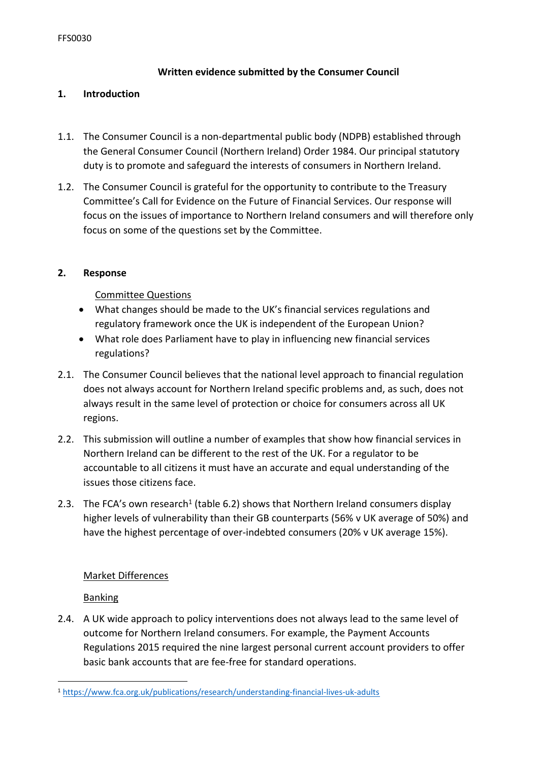FFS0030

**Written evidence submitted by the Consumer Council**

## 1. Introduction

1.1. The Consumer Council is a non-departmental public body (NDPB) established through the General Consumer Council (Northern Ireland) Order 1984. Our principal statutory duty is to promote and safeguard the interests of consumers in Northern Ireland.

1.2. The Consumer Council is grateful for the opportunity to contribute to the Treasury Committee's Call for Evidence on the Future of Financial Services. Our response will focus on the issues of importance to Northern Ireland consumers and will therefore only focus on some of the questions set by the Committee.

## 2. Response

Committee Questions

- What changes should be made to the UK's financial services regulations and regulatory framework once the UK is independent of the European Union?
- What role does Parliament have to play in influencing new financial services regulations?

2.1. The Consumer Council believes that the national level approach to financial regulation does not always account for Northern Ireland specific problems and, as such, does not always result in the same level of protection or choice for consumers across all UK regions.

2.2. This submission will outline a number of examples that show how financial services in Northern Ireland can be different to the rest of the UK. For a regulator to be accountable to all citizens it must have an accurate and equal understanding of the issues those citizens face.

2.3. The FCA's own research[1] (table 6.2) shows that Northern Ireland consumers display higher levels of vulnerability than their GB counterparts (56% v UK average of 50%) and have the highest percentage of over-indebted consumers (20% v UK average 15%).

Market Differences

Banking

2.4. A UK wide approach to policy interventions does not always lead to the same level of outcome for Northern Ireland consumers. For example, the Payment Accounts Regulations 2015 required the nine largest personal current account providers to offer basic bank accounts that are fee-free for standard operations.

[1] https://www.fca.org.uk/publications/research/understanding-financial-lives-uk-adults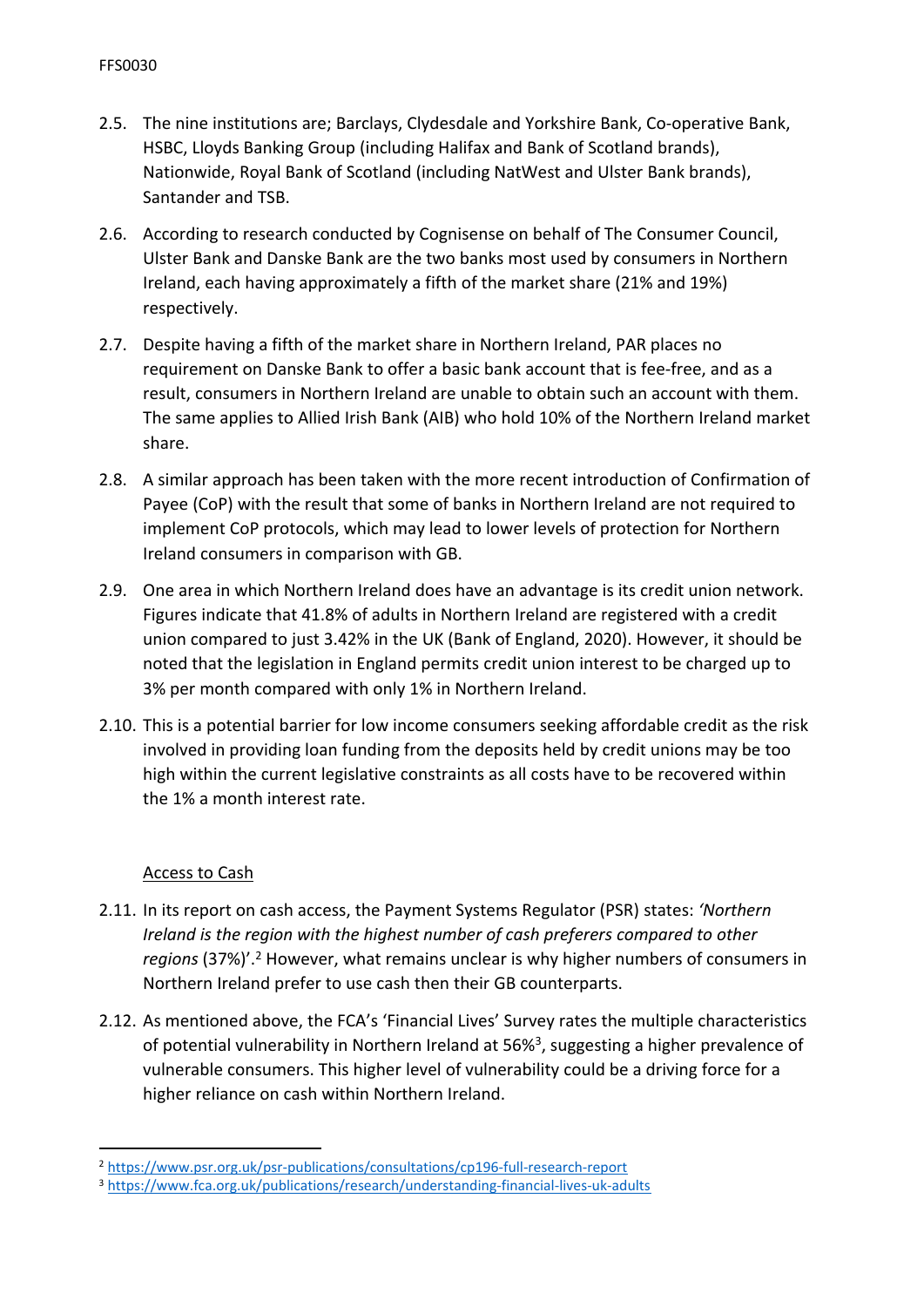2.5. The nine institutions are; Barclays, Clydesdale and Yorkshire Bank, Co-operative Bank, HSBC, Lloyds Banking Group (including Halifax and Bank of Scotland brands), Nationwide, Royal Bank of Scotland (including NatWest and Ulster Bank brands), Santander and TSB.

2.6. According to research conducted by Cognisense on behalf of The Consumer Council, Ulster Bank and Danske Bank are the two banks most used by consumers in Northern Ireland, each having approximately a fifth of the market share (21% and 19%) respectively.

2.7. Despite having a fifth of the market share in Northern Ireland, PAR places no requirement on Danske Bank to offer a basic bank account that is fee-free, and as a result, consumers in Northern Ireland are unable to obtain such an account with them. The same applies to Allied Irish Bank (AIB) who hold 10% of the Northern Ireland market share.

2.8. A similar approach has been taken with the more recent introduction of Confirmation of Payee (CoP) with the result that some of banks in Northern Ireland are not required to implement CoP protocols, which may lead to lower levels of protection for Northern Ireland consumers in comparison with GB.

2.9. One area in which Northern Ireland does have an advantage is its credit union network. Figures indicate that 41.8% of adults in Northern Ireland are registered with a credit union compared to just 3.42% in the UK (Bank of England, 2020). However, it should be noted that the legislation in England permits credit union interest to be charged up to 3% per month compared with only 1% in Northern Ireland.

2.10. This is a potential barrier for low income consumers seeking affordable credit as the risk involved in providing loan funding from the deposits held by credit unions may be too high within the current legislative constraints as all costs have to be recovered within the 1% a month interest rate.

## Access to Cash

2.11. In its report on cash access, the Payment Systems Regulator (PSR) states: *'Northern Ireland is the region with the highest number of cash preferers compared to other regions* (37%)'.[2] However, what remains unclear is why higher numbers of consumers in Northern Ireland prefer to use cash then their GB counterparts.

2.12. As mentioned above, the FCA's 'Financial Lives' Survey rates the multiple characteristics of potential vulnerability in Northern Ireland at 56%[3], suggesting a higher prevalence of vulnerable consumers. This higher level of vulnerability could be a driving force for a higher reliance on cash within Northern Ireland.

---

[2] https://www.psr.org.uk/psr-publications/consultations/cp196-full-research-report

[3] https://www.fca.org.uk/publications/research/understanding-financial-lives-uk-adults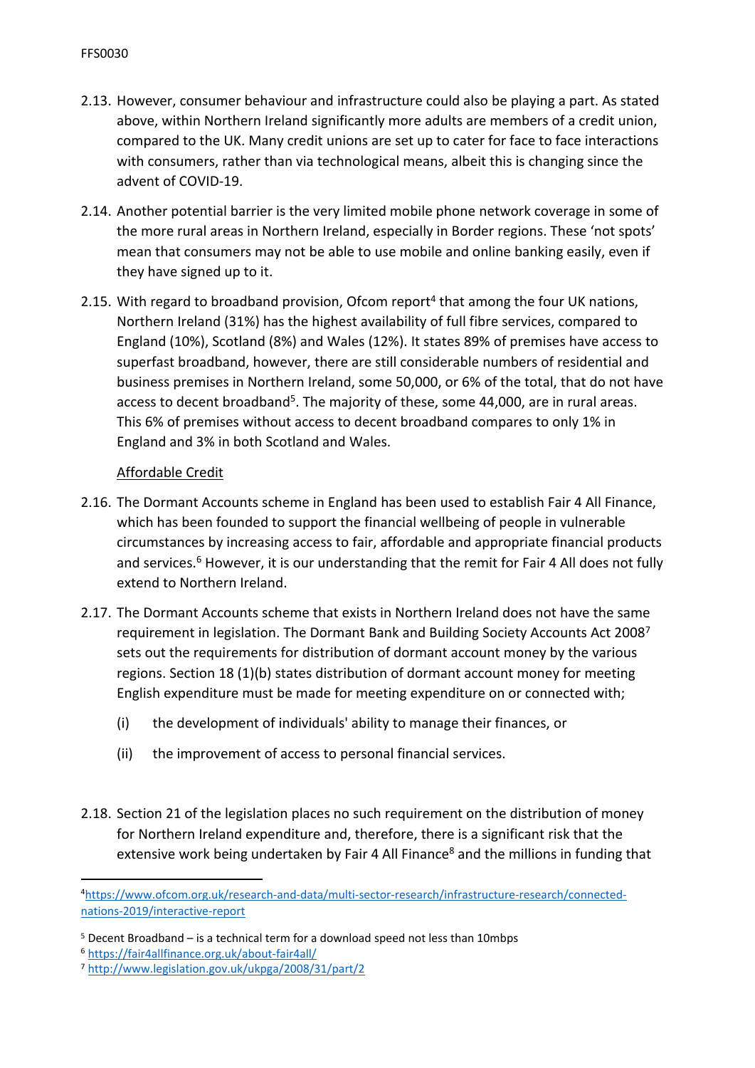2.13. However, consumer behaviour and infrastructure could also be playing a part. As stated above, within Northern Ireland significantly more adults are members of a credit union, compared to the UK. Many credit unions are set up to cater for face to face interactions with consumers, rather than via technological means, albeit this is changing since the advent of COVID-19.

2.14. Another potential barrier is the very limited mobile phone network coverage in some of the more rural areas in Northern Ireland, especially in Border regions. These 'not spots' mean that consumers may not be able to use mobile and online banking easily, even if they have signed up to it.

2.15. With regard to broadband provision, Ofcom report[4] that among the four UK nations, Northern Ireland (31%) has the highest availability of full fibre services, compared to England (10%), Scotland (8%) and Wales (12%). It states 89% of premises have access to superfast broadband, however, there are still considerable numbers of residential and business premises in Northern Ireland, some 50,000, or 6% of the total, that do not have access to decent broadband[5]. The majority of these, some 44,000, are in rural areas. This 6% of premises without access to decent broadband compares to only 1% in England and 3% in both Scotland and Wales.

Affordable Credit

2.16. The Dormant Accounts scheme in England has been used to establish Fair 4 All Finance, which has been founded to support the financial wellbeing of people in vulnerable circumstances by increasing access to fair, affordable and appropriate financial products and services.[6] However, it is our understanding that the remit for Fair 4 All does not fully extend to Northern Ireland.

2.17. The Dormant Accounts scheme that exists in Northern Ireland does not have the same requirement in legislation. The Dormant Bank and Building Society Accounts Act 2008[7] sets out the requirements for distribution of dormant account money by the various regions. Section 18 (1)(b) states distribution of dormant account money for meeting English expenditure must be made for meeting expenditure on or connected with;

(i) the development of individuals' ability to manage their finances, or

(ii) the improvement of access to personal financial services.

2.18. Section 21 of the legislation places no such requirement on the distribution of money for Northern Ireland expenditure and, therefore, there is a significant risk that the extensive work being undertaken by Fair 4 All Finance[8] and the millions in funding that

---

[4] https://www.ofcom.org.uk/research-and-data/multi-sector-research/infrastructure-research/connected-nations-2019/interactive-report

[5] Decent Broadband – is a technical term for a download speed not less than 10mbps

[6] https://fair4allfinance.org.uk/about-fair4all/

[7] http://www.legislation.gov.uk/ukpga/2008/31/part/2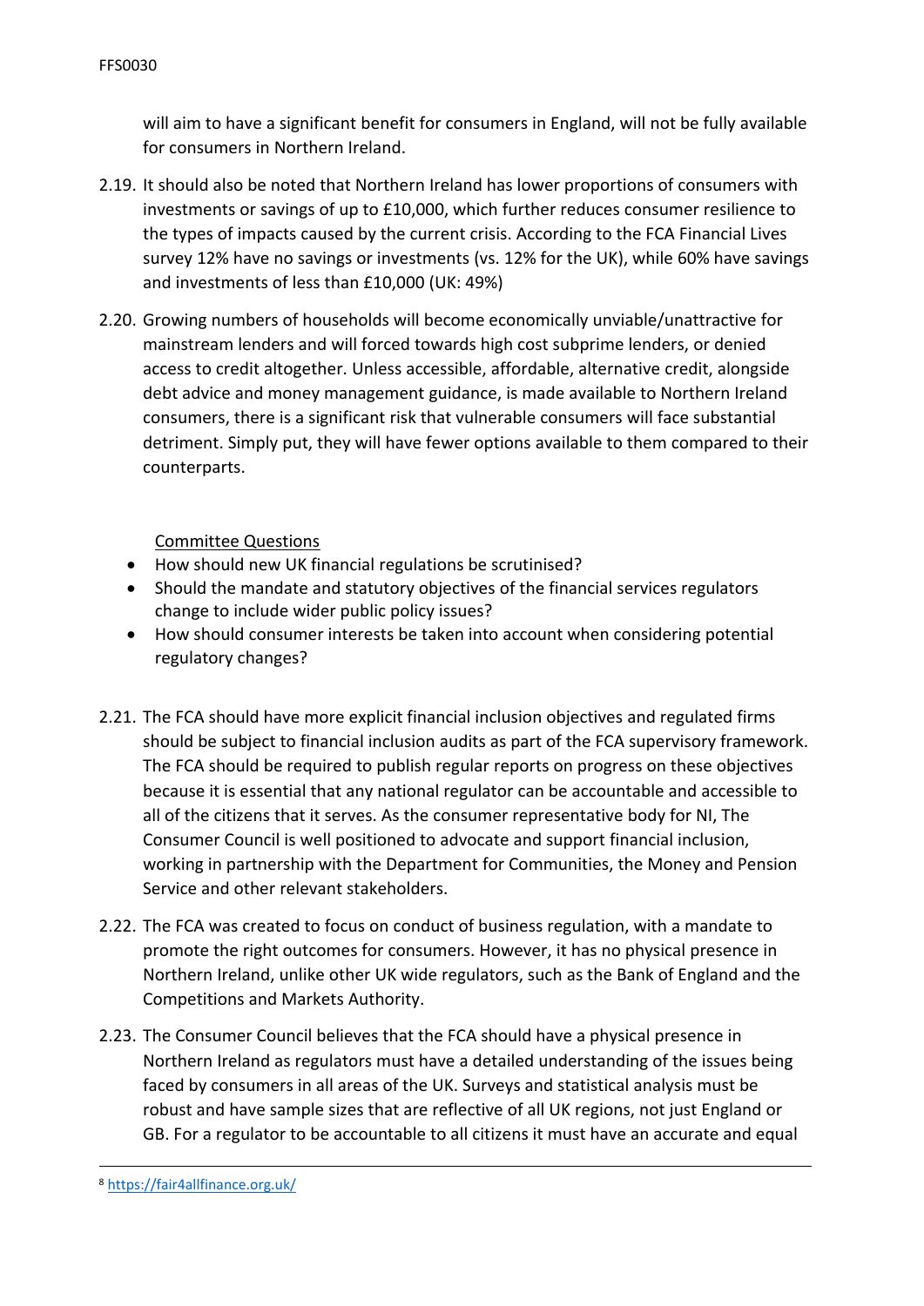will aim to have a significant benefit for consumers in England, will not be fully available for consumers in Northern Ireland.

2.19. It should also be noted that Northern Ireland has lower proportions of consumers with investments or savings of up to £10,000, which further reduces consumer resilience to the types of impacts caused by the current crisis. According to the FCA Financial Lives survey 12% have no savings or investments (vs. 12% for the UK), while 60% have savings and investments of less than £10,000 (UK: 49%)

2.20. Growing numbers of households will become economically unviable/unattractive for mainstream lenders and will forced towards high cost subprime lenders, or denied access to credit altogether. Unless accessible, affordable, alternative credit, alongside debt advice and money management guidance, is made available to Northern Ireland consumers, there is a significant risk that vulnerable consumers will face substantial detriment. Simply put, they will have fewer options available to them compared to their counterparts.

<u>Committee Questions</u>

- How should new UK financial regulations be scrutinised?
- Should the mandate and statutory objectives of the financial services regulators change to include wider public policy issues?
- How should consumer interests be taken into account when considering potential regulatory changes?

2.21. The FCA should have more explicit financial inclusion objectives and regulated firms should be subject to financial inclusion audits as part of the FCA supervisory framework. The FCA should be required to publish regular reports on progress on these objectives because it is essential that any national regulator can be accountable and accessible to all of the citizens that it serves. As the consumer representative body for NI, The Consumer Council is well positioned to advocate and support financial inclusion, working in partnership with the Department for Communities, the Money and Pension Service and other relevant stakeholders.

2.22. The FCA was created to focus on conduct of business regulation, with a mandate to promote the right outcomes for consumers. However, it has no physical presence in Northern Ireland, unlike other UK wide regulators, such as the Bank of England and the Competitions and Markets Authority.

2.23. The Consumer Council believes that the FCA should have a physical presence in Northern Ireland as regulators must have a detailed understanding of the issues being faced by consumers in all areas of the UK. Surveys and statistical analysis must be robust and have sample sizes that are reflective of all UK regions, not just England or GB. For a regulator to be accountable to all citizens it must have an accurate and equal

---

[8] https://fair4allfinance.org.uk/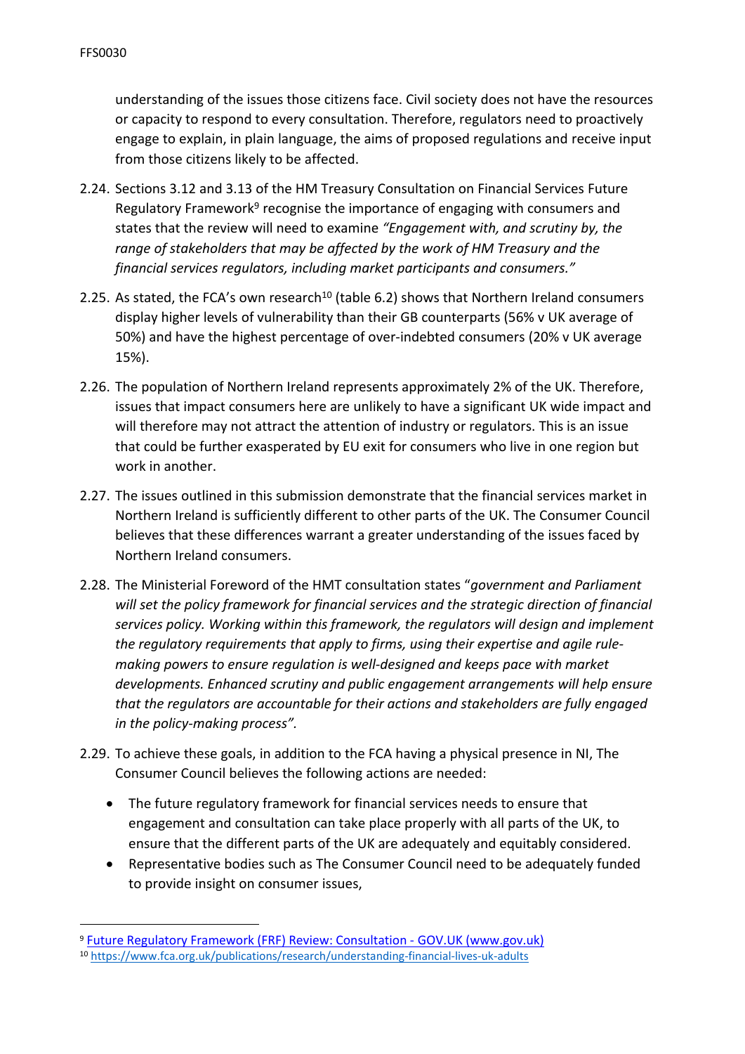understanding of the issues those citizens face. Civil society does not have the resources or capacity to respond to every consultation. Therefore, regulators need to proactively engage to explain, in plain language, the aims of proposed regulations and receive input from those citizens likely to be affected.

2.24. Sections 3.12 and 3.13 of the HM Treasury Consultation on Financial Services Future Regulatory Framework[9] recognise the importance of engaging with consumers and states that the review will need to examine *"Engagement with, and scrutiny by, the range of stakeholders that may be affected by the work of HM Treasury and the financial services regulators, including market participants and consumers."*

2.25. As stated, the FCA's own research[10] (table 6.2) shows that Northern Ireland consumers display higher levels of vulnerability than their GB counterparts (56% v UK average of 50%) and have the highest percentage of over-indebted consumers (20% v UK average 15%).

2.26. The population of Northern Ireland represents approximately 2% of the UK. Therefore, issues that impact consumers here are unlikely to have a significant UK wide impact and will therefore may not attract the attention of industry or regulators. This is an issue that could be further exasperated by EU exit for consumers who live in one region but work in another.

2.27. The issues outlined in this submission demonstrate that the financial services market in Northern Ireland is sufficiently different to other parts of the UK. The Consumer Council believes that these differences warrant a greater understanding of the issues faced by Northern Ireland consumers.

2.28. The Ministerial Foreword of the HMT consultation states "*government and Parliament will set the policy framework for financial services and the strategic direction of financial services policy. Working within this framework, the regulators will design and implement the regulatory requirements that apply to firms, using their expertise and agile rule-making powers to ensure regulation is well-designed and keeps pace with market developments. Enhanced scrutiny and public engagement arrangements will help ensure that the regulators are accountable for their actions and stakeholders are fully engaged in the policy-making process".*

2.29. To achieve these goals, in addition to the FCA having a physical presence in NI, The Consumer Council believes the following actions are needed:

- The future regulatory framework for financial services needs to ensure that engagement and consultation can take place properly with all parts of the UK, to ensure that the different parts of the UK are adequately and equitably considered.
- Representative bodies such as The Consumer Council need to be adequately funded to provide insight on consumer issues,

---

[9] Future Regulatory Framework (FRF) Review: Consultation - GOV.UK (www.gov.uk)

[10] https://www.fca.org.uk/publications/research/understanding-financial-lives-uk-adults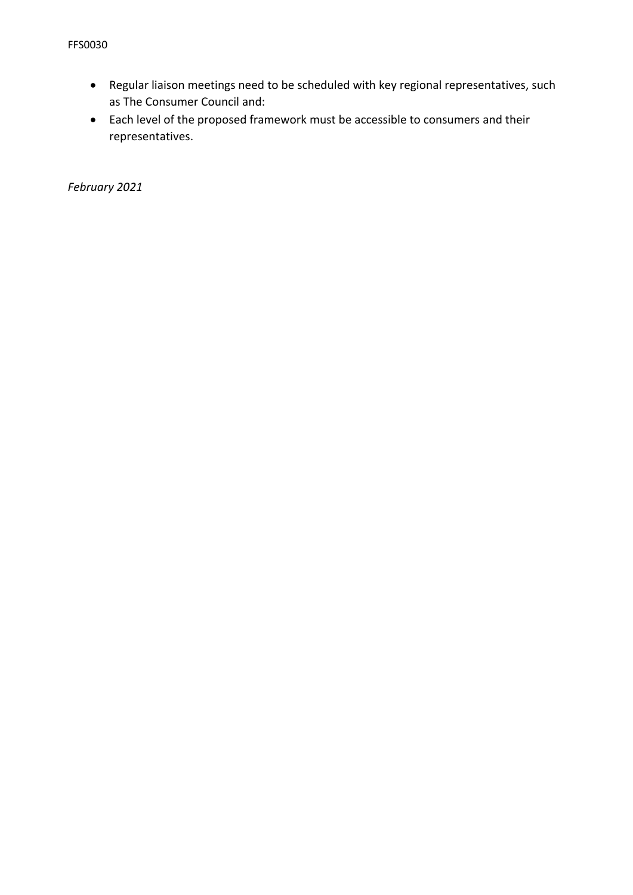- Regular liaison meetings need to be scheduled with key regional representatives, such as The Consumer Council and:
- Each level of the proposed framework must be accessible to consumers and their representatives.

*February 2021*